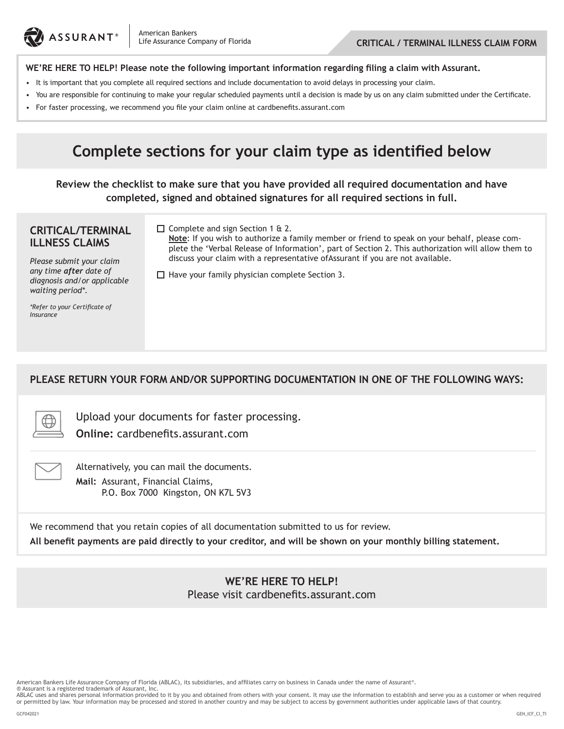ASSURANT®

American Bankers
Life Assurance Company of Florida

**CRITICAL / TERMINAL ILLNESS CLAIM FORM**

**WE'RE HERE TO HELP! Please note the following important information regarding filing a claim with Assurant.**

- It is important that you complete all required sections and include documentation to avoid delays in processing your claim.
- You are responsible for continuing to make your regular scheduled payments until a decision is made by us on any claim submitted under the Certificate.
- For faster processing, we recommend you file your claim online at cardbenefits.assurant.com

# Complete sections for your claim type as identified below

**Review the checklist to make sure that you have provided all required documentation and have completed, signed and obtained signatures for all required sections in full.**

## CRITICAL/TERMINAL ILLNESS CLAIMS

*Please submit your claim any time **after** date of diagnosis and/or applicable waiting period\*.*

*\*Refer to your Certificate of Insurance*

- ☐ Complete and sign Section 1 & 2.
  **Note**: If you wish to authorize a family member or friend to speak on your behalf, please complete the 'Verbal Release of Information', part of Section 2. This authorization will allow them to discuss your claim with a representative ofAssurant if you are not available.
- ☐ Have your family physician complete Section 3.

## PLEASE RETURN YOUR FORM AND/OR SUPPORTING DOCUMENTATION IN ONE OF THE FOLLOWING WAYS:

Upload your documents for faster processing.
**Online:** cardbenefits.assurant.com

Alternatively, you can mail the documents.
**Mail:** Assurant, Financial Claims,
P.O. Box 7000 Kingston, ON K7L 5V3

We recommend that you retain copies of all documentation submitted to us for review.
**All benefit payments are paid directly to your creditor, and will be shown on your monthly billing statement.**

**WE'RE HERE TO HELP!**
Please visit cardbenefits.assurant.com

American Bankers Life Assurance Company of Florida (ABLAC), its subsidiaries, and affiliates carry on business in Canada under the name of Assurant®.
® Assurant is a registered trademark of Assurant, Inc.
ABLAC uses and shares personal information provided to it by you and obtained from others with your consent. It may use the information to establish and serve you as a customer or when required or permitted by law. Your information may be processed and stored in another country and may be subject to access by government authorities under applicable laws of that country.

GCF042021 GEN_ICF_CI_TI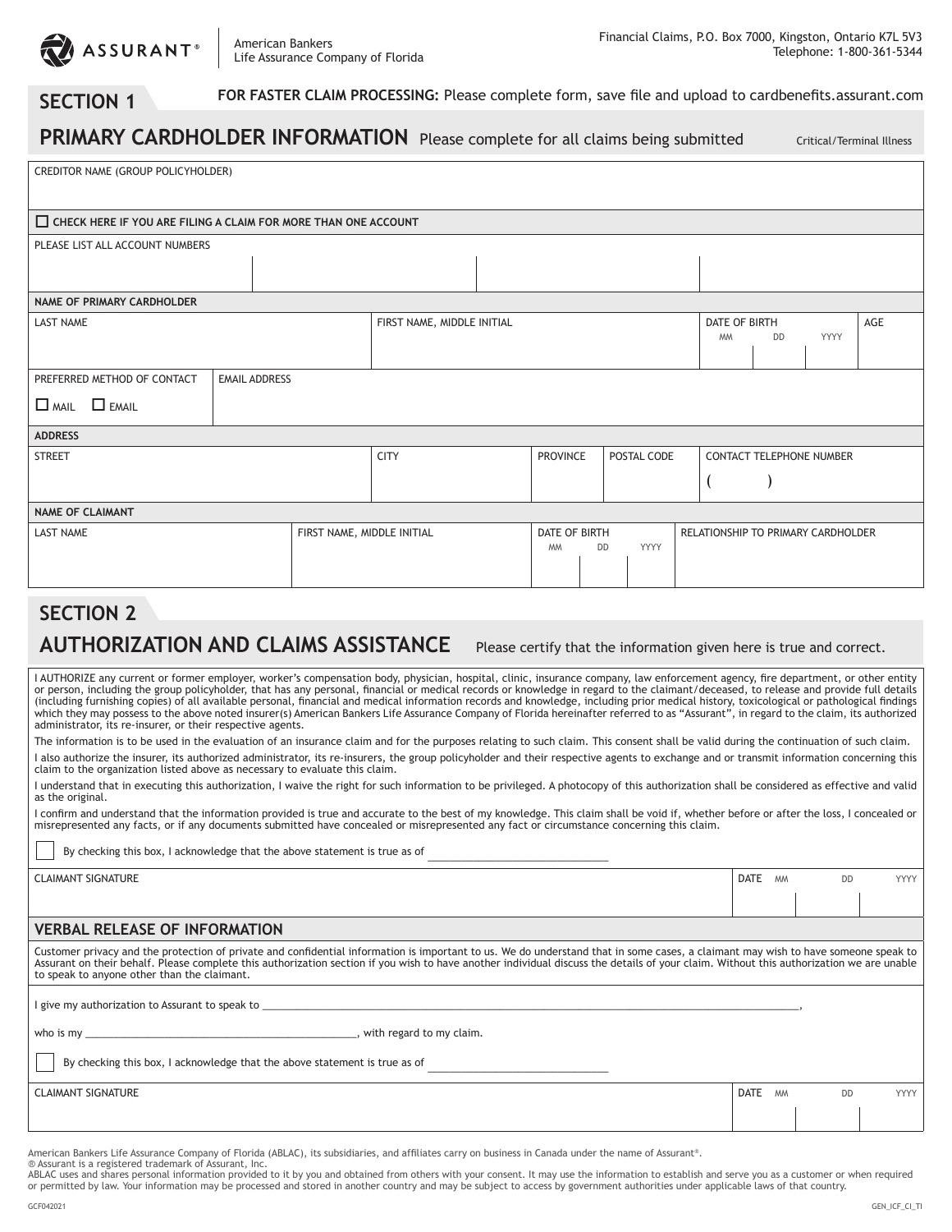ASSURANT® | American Bankers Life Assurance Company of Florida

Financial Claims, P.O. Box 7000, Kingston, Ontario K7L 5V3
Telephone: 1-800-361-5344

## SECTION 1

**FOR FASTER CLAIM PROCESSING:** Please complete form, save file and upload to cardbenefits.assurant.com

## PRIMARY CARDHOLDER INFORMATION

Please complete for all claims being submitted

Critical/Terminal Illness

| CREDITOR NAME (GROUP POLICYHOLDER) |
|---|
| |

☐ **CHECK HERE IF YOU ARE FILING A CLAIM FOR MORE THAN ONE ACCOUNT**

PLEASE LIST ALL ACCOUNT NUMBERS

| | | | |
|---|---|---|---|
| | | | |

**NAME OF PRIMARY CARDHOLDER**

| LAST NAME | FIRST NAME, MIDDLE INITIAL | DATE OF BIRTH MM DD YYYY | AGE |
|---|---|---|---|
| | | | |

| PREFERRED METHOD OF CONTACT | EMAIL ADDRESS |
|---|---|
| ☐ MAIL ☐ EMAIL | |

**ADDRESS**

| STREET | CITY | PROVINCE | POSTAL CODE | CONTACT TELEPHONE NUMBER |
|---|---|---|---|---|
| | | | | ( ) |

**NAME OF CLAIMANT**

| LAST NAME | FIRST NAME, MIDDLE INITIAL | DATE OF BIRTH MM DD YYYY | RELATIONSHIP TO PRIMARY CARDHOLDER |
|---|---|---|---|
| | | | |

## SECTION 2

## AUTHORIZATION AND CLAIMS ASSISTANCE

Please certify that the information given here is true and correct.

I AUTHORIZE any current or former employer, worker's compensation body, physician, hospital, clinic, insurance company, law enforcement agency, fire department, or other entity or person, including the group policyholder, that has any personal, financial or medical records or knowledge in regard to the claimant/deceased, to release and provide full details (including furnishing copies) of all available personal, financial and medical information records and knowledge, including prior medical history, toxicological or pathological findings which they may possess to the above noted insurer(s) American Bankers Life Assurance Company of Florida hereinafter referred to as "Assurant", in regard to the claim, its authorized administrator, its re-insurer, or their respective agents.

The information is to be used in the evaluation of an insurance claim and for the purposes relating to such claim. This consent shall be valid during the continuation of such claim.

I also authorize the insurer, its authorized administrator, its re-insurers, the group policyholder and their respective agents to exchange and or transmit information concerning this claim to the organization listed above as necessary to evaluate this claim.

I understand that in executing this authorization, I waive the right for such information to be privileged. A photocopy of this authorization shall be considered as effective and valid as the original.

I confirm and understand that the information provided is true and accurate to the best of my knowledge. This claim shall be void if, whether before or after the loss, I concealed or misrepresented any facts, or if any documents submitted have concealed or misrepresented any fact or circumstance concerning this claim.

☐ By checking this box, I acknowledge that the above statement is true as of ______________________________

| CLAIMANT SIGNATURE | DATE MM DD YYYY |
|---|---|
| | |

### VERBAL RELEASE OF INFORMATION

Customer privacy and the protection of private and confidential information is important to us. We do understand that in some cases, a claimant may wish to have someone speak to Assurant on their behalf. Please complete this authorization section if you wish to have another individual discuss the details of your claim. Without this authorization we are unable to speak to anyone other than the claimant.

I give my authorization to Assurant to speak to ______________________________________________________________________,

who is my ______________________________________________, with regard to my claim.

☐ By checking this box, I acknowledge that the above statement is true as of ______________________________

| CLAIMANT SIGNATURE | DATE MM DD YYYY |
|---|---|
| | |

American Bankers Life Assurance Company of Florida (ABLAC), its subsidiaries, and affiliates carry on business in Canada under the name of Assurant®.
® Assurant is a registered trademark of Assurant, Inc.
ABLAC uses and shares personal information provided to it by you and obtained from others with your consent. It may use the information to establish and serve you as a customer or when required or permitted by law. Your information may be processed and stored in another country and may be subject to access by government authorities under applicable laws of that country.

GCF042021 GEN_ICF_CI_TI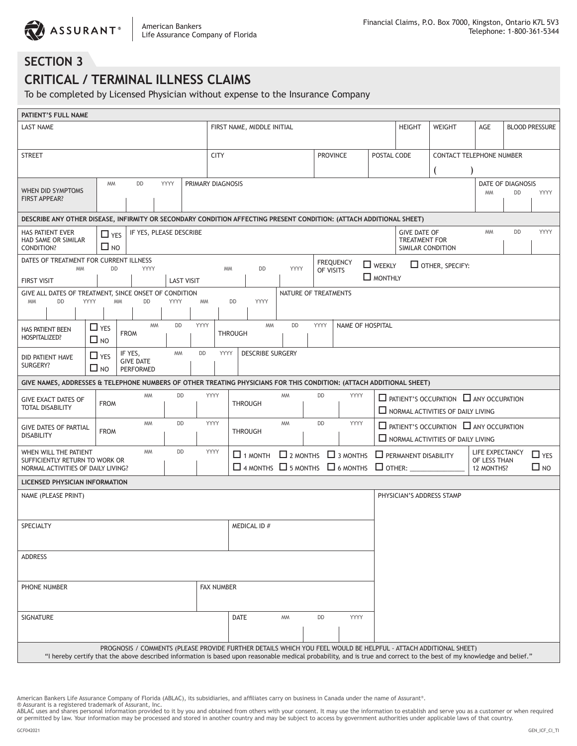ASSURANT®

American Bankers Life Assurance Company of Florida

Financial Claims, P.O. Box 7000, Kingston, Ontario K7L 5V3
Telephone: 1-800-361-5344

## SECTION 3

# CRITICAL / TERMINAL ILLNESS CLAIMS

To be completed by Licensed Physician without expense to the Insurance Company

**PATIENT'S FULL NAME**

| LAST NAME | FIRST NAME, MIDDLE INITIAL | HEIGHT | WEIGHT | AGE | BLOOD PRESSURE |
|---|---|---|---|---|---|
| | | | | | |

| STREET | CITY | PROVINCE | POSTAL CODE | CONTACT TELEPHONE NUMBER |
|---|---|---|---|---|
| | | | | ( ) |

| WHEN DID SYMPTOMS FIRST APPEAR? | MM DD YYYY | PRIMARY DIAGNOSIS | DATE OF DIAGNOSIS MM DD YYYY |
|---|---|---|---|
| | | | |

**DESCRIBE ANY OTHER DISEASE, INFIRMITY OR SECONDARY CONDITION AFFECTING PRESENT CONDITION: (ATTACH ADDITIONAL SHEET)**

| HAS PATIENT EVER HAD SAME OR SIMILAR CONDITION? | ☐ YES ☐ NO | IF YES, PLEASE DESCRIBE | GIVE DATE OF TREATMENT FOR SIMILAR CONDITION | MM DD YYYY |
|---|---|---|---|---|
| | | | | |

| DATES OF TREATMENT FOR CURRENT ILLNESS | | | FREQUENCY OF VISITS |
|---|---|---|---|
| FIRST VISIT MM DD YYYY | LAST VISIT MM DD YYYY | | ☐ WEEKLY ☐ MONTHLY ☐ OTHER, SPECIFY: |

| GIVE ALL DATES OF TREATMENT, SINCE ONSET OF CONDITION | | | NATURE OF TREATMENTS |
|---|---|---|---|
| MM DD YYYY | MM DD YYYY | MM DD YYYY | |

| HAS PATIENT BEEN HOSPITALIZED? | ☐ YES ☐ NO | FROM MM DD YYYY | THROUGH MM DD YYYY | NAME OF HOSPITAL |
|---|---|---|---|---|
| | | | | |

| DID PATIENT HAVE SURGERY? | ☐ YES ☐ NO | IF YES, GIVE DATE PERFORMED MM DD YYYY | DESCRIBE SURGERY |
|---|---|---|---|
| | | | |

**GIVE NAMES, ADDRESSES & TELEPHONE NUMBERS OF OTHER TREATING PHYSICIANS FOR THIS CONDITION: (ATTACH ADDITIONAL SHEET)**

| | | | |
|---|---|---|---|
| GIVE EXACT DATES OF TOTAL DISABILITY | FROM MM DD YYYY | THROUGH MM DD YYYY | ☐ PATIENT'S OCCUPATION ☐ ANY OCCUPATION ☐ NORMAL ACTIVITIES OF DAILY LIVING |
| GIVE DATES OF PARTIAL DISABILITY | FROM MM DD YYYY | THROUGH MM DD YYYY | ☐ PATIENT'S OCCUPATION ☐ ANY OCCUPATION ☐ NORMAL ACTIVITIES OF DAILY LIVING |

| WHEN WILL THE PATIENT SUFFICIENTLY RETURN TO WORK OR NORMAL ACTIVITIES OF DAILY LIVING? | MM DD YYYY | ☐ 1 MONTH ☐ 2 MONTHS ☐ 3 MONTHS ☐ PERMANENT DISABILITY ☐ 4 MONTHS ☐ 5 MONTHS ☐ 6 MONTHS ☐ OTHER: _______________ | LIFE EXPECTANCY OF LESS THAN 12 MONTHS? ☐ YES ☐ NO |
|---|---|---|---|
| | | | |

**LICENSED PHYSICIAN INFORMATION**

| | | PHYSICIAN'S ADDRESS STAMP |
|---|---|---|
| NAME (PLEASE PRINT) | | |
| SPECIALTY | MEDICAL ID # | |
| ADDRESS | | |
| PHONE NUMBER | FAX NUMBER | |
| SIGNATURE | DATE MM DD YYYY | |

PROGNOSIS / COMMENTS (PLEASE PROVIDE FURTHER DETAILS WHICH YOU FEEL WOULD BE HELPFUL - ATTACH ADDITIONAL SHEET)

"I hereby certify that the above described information is based upon reasonable medical probability, and is true and correct to the best of my knowledge and belief."

American Bankers Life Assurance Company of Florida (ABLAC), its subsidiaries, and affiliates carry on business in Canada under the name of Assurant®.
® Assurant is a registered trademark of Assurant, Inc.
ABLAC uses and shares personal information provided to it by you and obtained from others with your consent. It may use the information to establish and serve you as a customer or when required or permitted by law. Your information may be processed and stored in another country and may be subject to access by government authorities under applicable laws of that country.

GCF042021 GEN_ICF_CI_TI